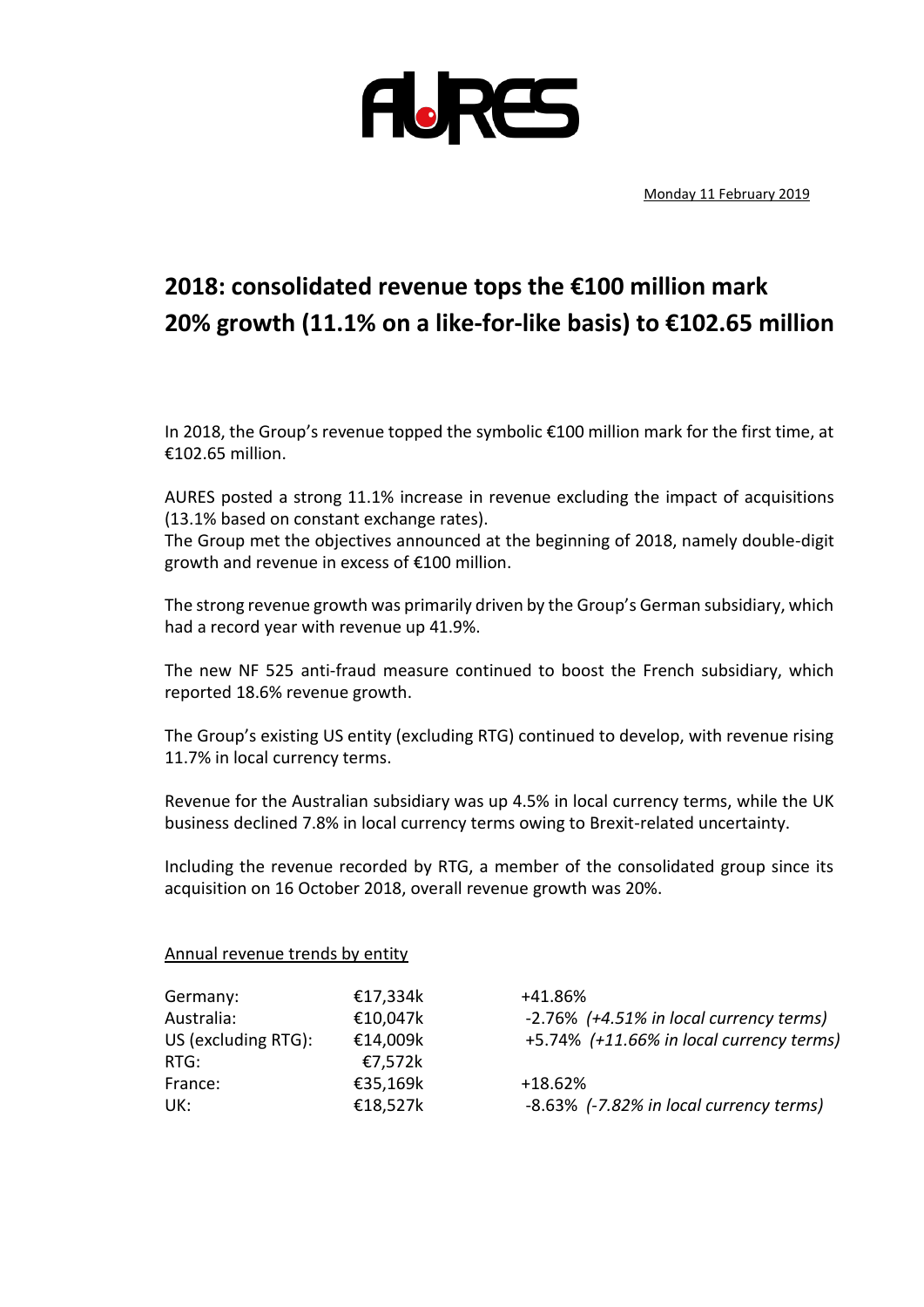AURES

Monday 11 February 2019

# 2018: consolidated revenue tops the €100 million mark 20% growth (11.1% on a like-for-like basis) to €102.65 million

In 2018, the Group's revenue topped the symbolic €100 million mark for the first time, at €102.65 million.

AURES posted a strong 11.1% increase in revenue excluding the impact of acquisitions (13.1% based on constant exchange rates).
The Group met the objectives announced at the beginning of 2018, namely double-digit growth and revenue in excess of €100 million.

The strong revenue growth was primarily driven by the Group's German subsidiary, which had a record year with revenue up 41.9%.

The new NF 525 anti-fraud measure continued to boost the French subsidiary, which reported 18.6% revenue growth.

The Group's existing US entity (excluding RTG) continued to develop, with revenue rising 11.7% in local currency terms.

Revenue for the Australian subsidiary was up 4.5% in local currency terms, while the UK business declined 7.8% in local currency terms owing to Brexit-related uncertainty.

Including the revenue recorded by RTG, a member of the consolidated group since its acquisition on 16 October 2018, overall revenue growth was 20%.

Annual revenue trends by entity

| | | |
|---|---|---|
| Germany: | €17,334k | +41.86% |
| Australia: | €10,047k | -2.76% *(+4.51% in local currency terms)* |
| US (excluding RTG): | €14,009k | +5.74% *(+11.66% in local currency terms)* |
| RTG: | €7,572k | |
| France: | €35,169k | +18.62% |
| UK: | €18,527k | -8.63% *(-7.82% in local currency terms)* |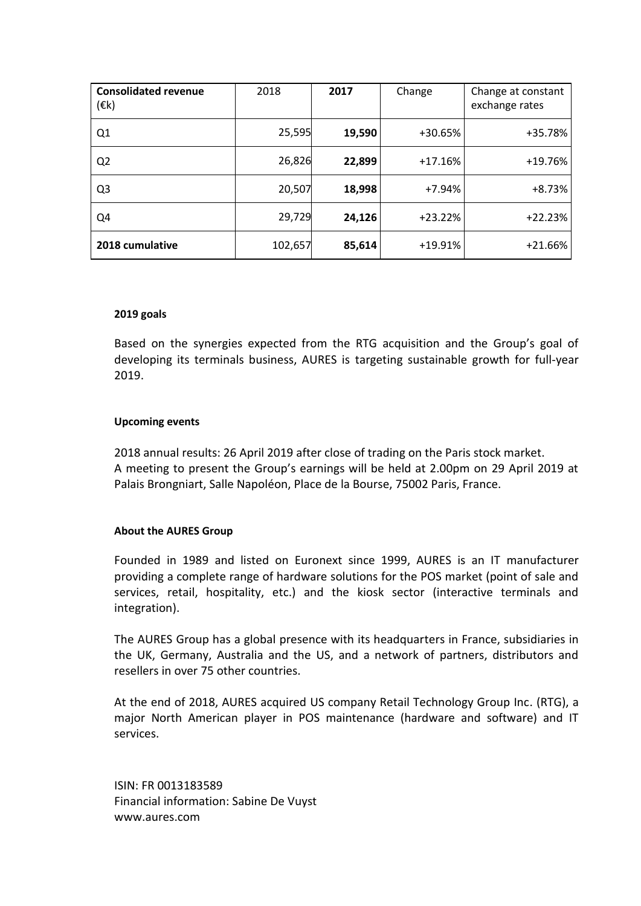| **Consolidated revenue** (€k) | 2018 | **2017** | Change | Change at constant exchange rates |
|---|---|---|---|---|
| Q1 | 25,595 | **19,590** | +30.65% | +35.78% |
| Q2 | 26,826 | **22,899** | +17.16% | +19.76% |
| Q3 | 20,507 | **18,998** | +7.94% | +8.73% |
| Q4 | 29,729 | **24,126** | +23.22% | +22.23% |
| **2018 cumulative** | 102,657 | **85,614** | +19.91% | +21.66% |

**2019 goals**

Based on the synergies expected from the RTG acquisition and the Group's goal of developing its terminals business, AURES is targeting sustainable growth for full-year 2019.

**Upcoming events**

2018 annual results: 26 April 2019 after close of trading on the Paris stock market.
A meeting to present the Group's earnings will be held at 2.00pm on 29 April 2019 at Palais Brongniart, Salle Napoléon, Place de la Bourse, 75002 Paris, France.

**About the AURES Group**

Founded in 1989 and listed on Euronext since 1999, AURES is an IT manufacturer providing a complete range of hardware solutions for the POS market (point of sale and services, retail, hospitality, etc.) and the kiosk sector (interactive terminals and integration).

The AURES Group has a global presence with its headquarters in France, subsidiaries in the UK, Germany, Australia and the US, and a network of partners, distributors and resellers in over 75 other countries.

At the end of 2018, AURES acquired US company Retail Technology Group Inc. (RTG), a major North American player in POS maintenance (hardware and software) and IT services.

ISIN: FR 0013183589
Financial information: Sabine De Vuyst
www.aures.com